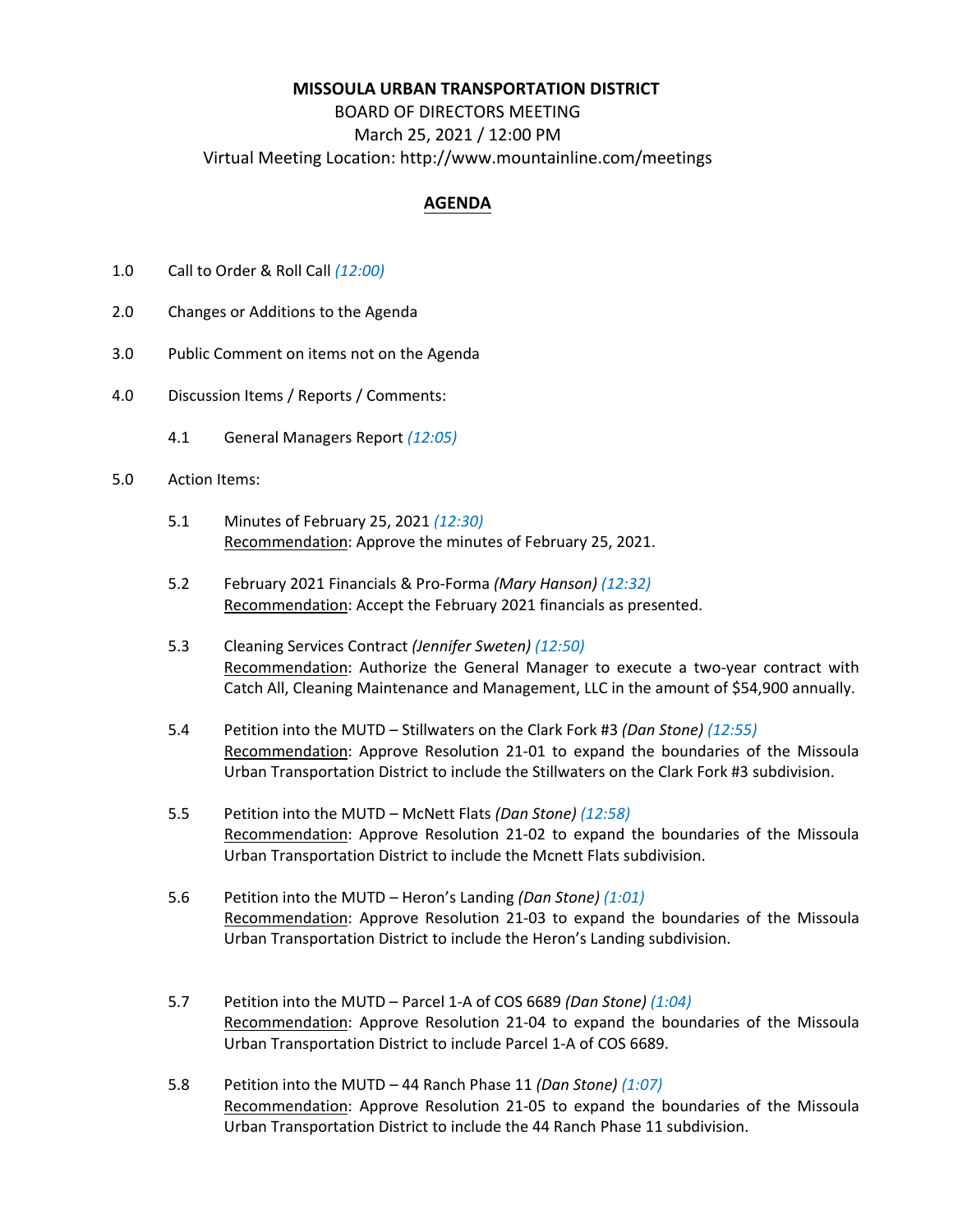**MISSOULA URBAN TRANSPORTATION DISTRICT**

BOARD OF DIRECTORS MEETING

March 25, 2021 / 12:00 PM

Virtual Meeting Location: http://www.mountainline.com/meetings

## AGENDA

1.0 Call to Order & Roll Call *(12:00)*

2.0 Changes or Additions to the Agenda

3.0 Public Comment on items not on the Agenda

4.0 Discussion Items / Reports / Comments:

4.1 General Managers Report *(12:05)*

5.0 Action Items:

5.1 Minutes of February 25, 2021 *(12:30)*
Recommendation: Approve the minutes of February 25, 2021.

5.2 February 2021 Financials & Pro-Forma *(Mary Hanson)* *(12:32)*
Recommendation: Accept the February 2021 financials as presented.

5.3 Cleaning Services Contract *(Jennifer Sweten)* *(12:50)*
Recommendation: Authorize the General Manager to execute a two-year contract with Catch All, Cleaning Maintenance and Management, LLC in the amount of $54,900 annually.

5.4 Petition into the MUTD – Stillwaters on the Clark Fork #3 *(Dan Stone)* *(12:55)*
Recommendation: Approve Resolution 21-01 to expand the boundaries of the Missoula Urban Transportation District to include the Stillwaters on the Clark Fork #3 subdivision.

5.5 Petition into the MUTD – McNett Flats *(Dan Stone)* *(12:58)*
Recommendation: Approve Resolution 21-02 to expand the boundaries of the Missoula Urban Transportation District to include the Mcnett Flats subdivision.

5.6 Petition into the MUTD – Heron's Landing *(Dan Stone)* *(1:01)*
Recommendation: Approve Resolution 21-03 to expand the boundaries of the Missoula Urban Transportation District to include the Heron's Landing subdivision.

5.7 Petition into the MUTD – Parcel 1-A of COS 6689 *(Dan Stone)* *(1:04)*
Recommendation: Approve Resolution 21-04 to expand the boundaries of the Missoula Urban Transportation District to include Parcel 1-A of COS 6689.

5.8 Petition into the MUTD – 44 Ranch Phase 11 *(Dan Stone)* *(1:07)*
Recommendation: Approve Resolution 21-05 to expand the boundaries of the Missoula Urban Transportation District to include the 44 Ranch Phase 11 subdivision.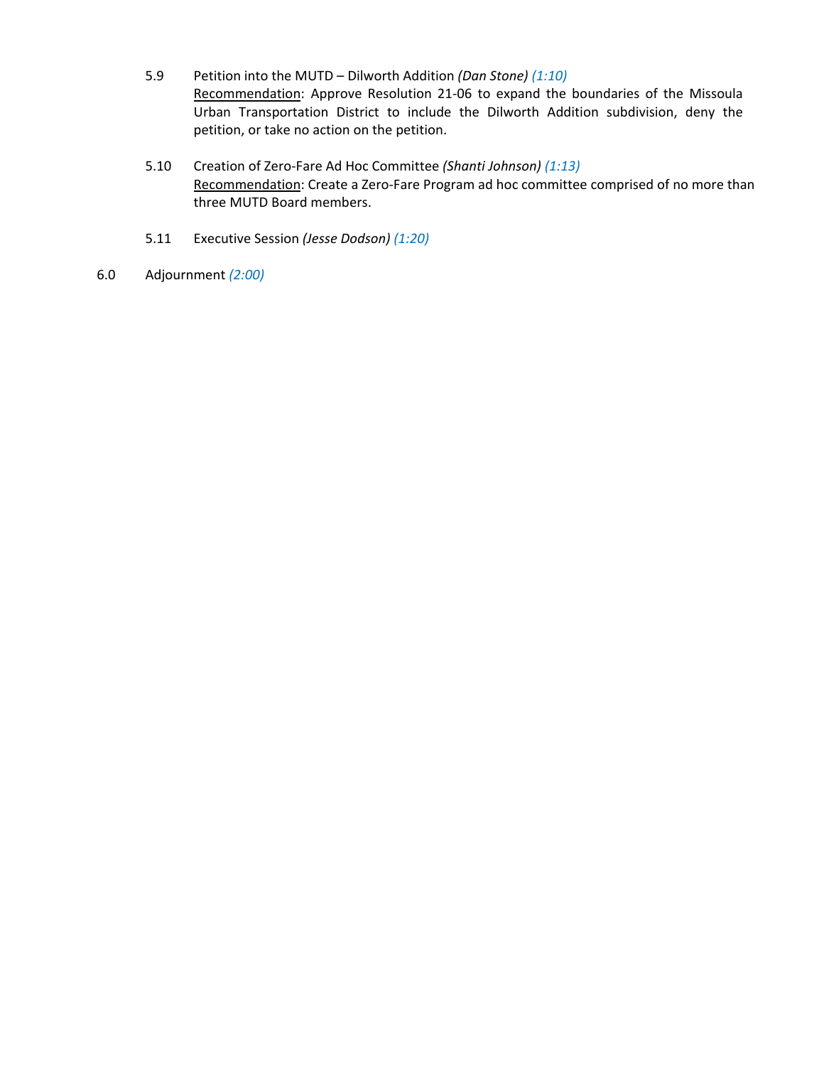5.9 Petition into the MUTD – Dilworth Addition *(Dan Stone)* *(1:10)*
<u>Recommendation</u>: Approve Resolution 21-06 to expand the boundaries of the Missoula Urban Transportation District to include the Dilworth Addition subdivision, deny the petition, or take no action on the petition.

5.10 Creation of Zero-Fare Ad Hoc Committee *(Shanti Johnson)* *(1:13)*
<u>Recommendation</u>: Create a Zero-Fare Program ad hoc committee comprised of no more than three MUTD Board members.

5.11 Executive Session *(Jesse Dodson)* *(1:20)*

6.0 Adjournment *(2:00)*